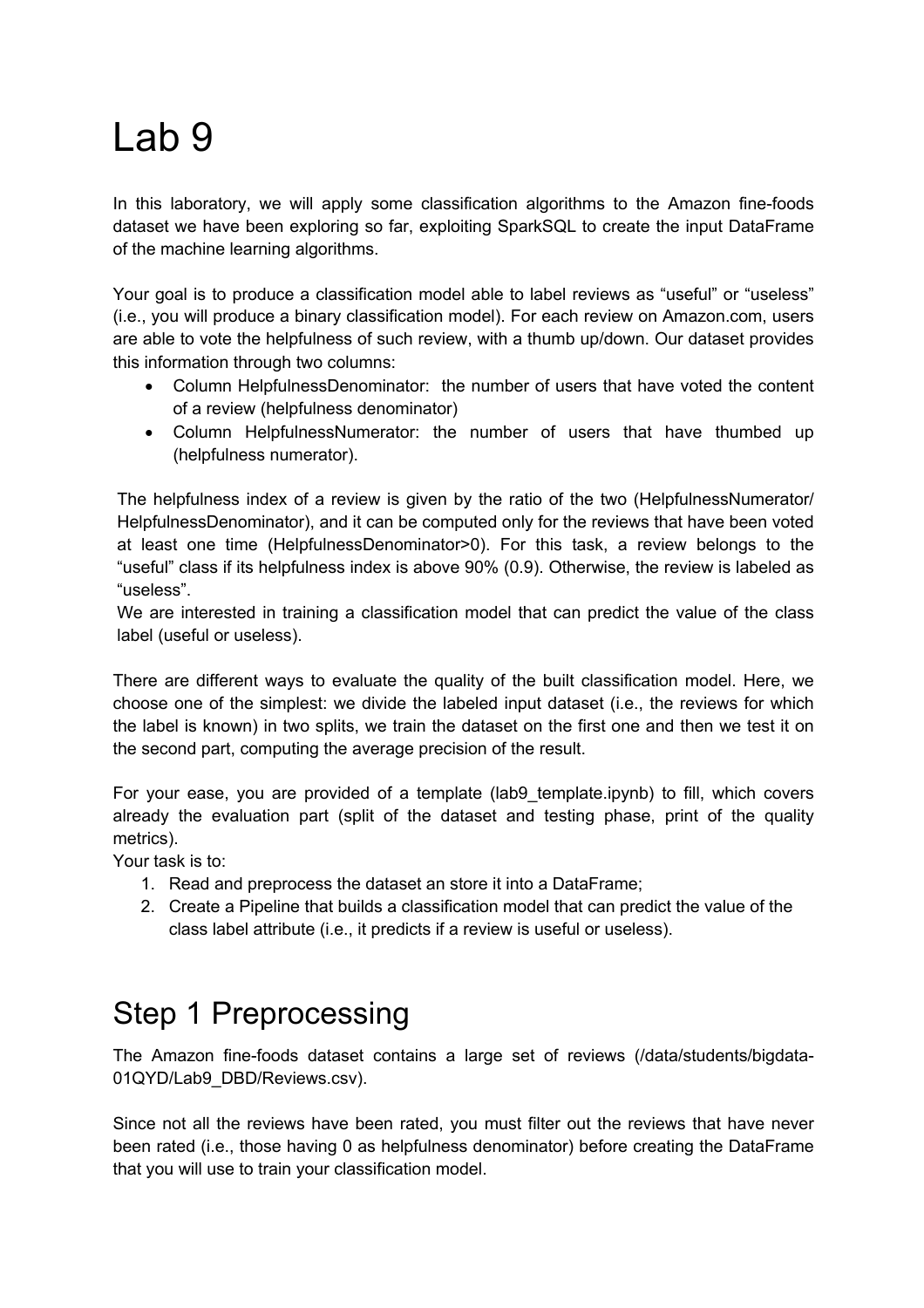# Lab 9

In this laboratory, we will apply some classification algorithms to the Amazon fine-foods dataset we have been exploring so far, exploiting SparkSQL to create the input DataFrame of the machine learning algorithms.

Your goal is to produce a classification model able to label reviews as "useful" or "useless" (i.e., you will produce a binary classification model). For each review on Amazon.com, users are able to vote the helpfulness of such review, with a thumb up/down. Our dataset provides this information through two columns:

- Column HelpfulnessDenominator: the number of users that have voted the content of a review (helpfulness denominator)
- Column HelpfulnessNumerator: the number of users that have thumbed up (helpfulness numerator).

The helpfulness index of a review is given by the ratio of the two (HelpfulnessNumerator/ HelpfulnessDenominator), and it can be computed only for the reviews that have been voted at least one time (HelpfulnessDenominator>0). For this task, a review belongs to the "useful" class if its helpfulness index is above 90% (0.9). Otherwise, the review is labeled as "useless".
We are interested in training a classification model that can predict the value of the class label (useful or useless).

There are different ways to evaluate the quality of the built classification model. Here, we choose one of the simplest: we divide the labeled input dataset (i.e., the reviews for which the label is known) in two splits, we train the dataset on the first one and then we test it on the second part, computing the average precision of the result.

For your ease, you are provided of a template (lab9_template.ipynb) to fill, which covers already the evaluation part (split of the dataset and testing phase, print of the quality metrics).
Your task is to:

1. Read and preprocess the dataset an store it into a DataFrame;
2. Create a Pipeline that builds a classification model that can predict the value of the class label attribute (i.e., it predicts if a review is useful or useless).

## Step 1 Preprocessing

The Amazon fine-foods dataset contains a large set of reviews (/data/students/bigdata-01QYD/Lab9_DBD/Reviews.csv).

Since not all the reviews have been rated, you must filter out the reviews that have never been rated (i.e., those having 0 as helpfulness denominator) before creating the DataFrame that you will use to train your classification model.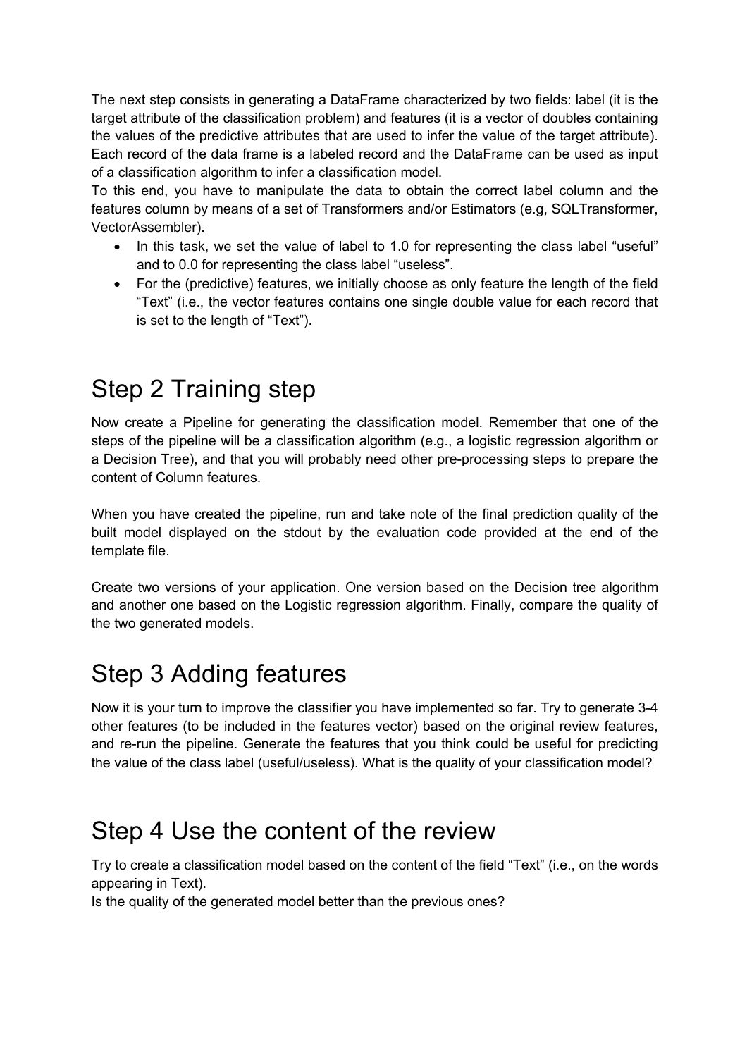The next step consists in generating a DataFrame characterized by two fields: label (it is the target attribute of the classification problem) and features (it is a vector of doubles containing the values of the predictive attributes that are used to infer the value of the target attribute). Each record of the data frame is a labeled record and the DataFrame can be used as input of a classification algorithm to infer a classification model.
To this end, you have to manipulate the data to obtain the correct label column and the features column by means of a set of Transformers and/or Estimators (e.g, SQLTransformer, VectorAssembler).

- In this task, we set the value of label to 1.0 for representing the class label "useful" and to 0.0 for representing the class label "useless".
- For the (predictive) features, we initially choose as only feature the length of the field "Text" (i.e., the vector features contains one single double value for each record that is set to the length of "Text").

# Step 2 Training step

Now create a Pipeline for generating the classification model. Remember that one of the steps of the pipeline will be a classification algorithm (e.g., a logistic regression algorithm or a Decision Tree), and that you will probably need other pre-processing steps to prepare the content of Column features.

When you have created the pipeline, run and take note of the final prediction quality of the built model displayed on the stdout by the evaluation code provided at the end of the template file.

Create two versions of your application. One version based on the Decision tree algorithm and another one based on the Logistic regression algorithm. Finally, compare the quality of the two generated models.

# Step 3 Adding features

Now it is your turn to improve the classifier you have implemented so far. Try to generate 3-4 other features (to be included in the features vector) based on the original review features, and re-run the pipeline. Generate the features that you think could be useful for predicting the value of the class label (useful/useless). What is the quality of your classification model?

# Step 4 Use the content of the review

Try to create a classification model based on the content of the field "Text" (i.e., on the words appearing in Text).
Is the quality of the generated model better than the previous ones?